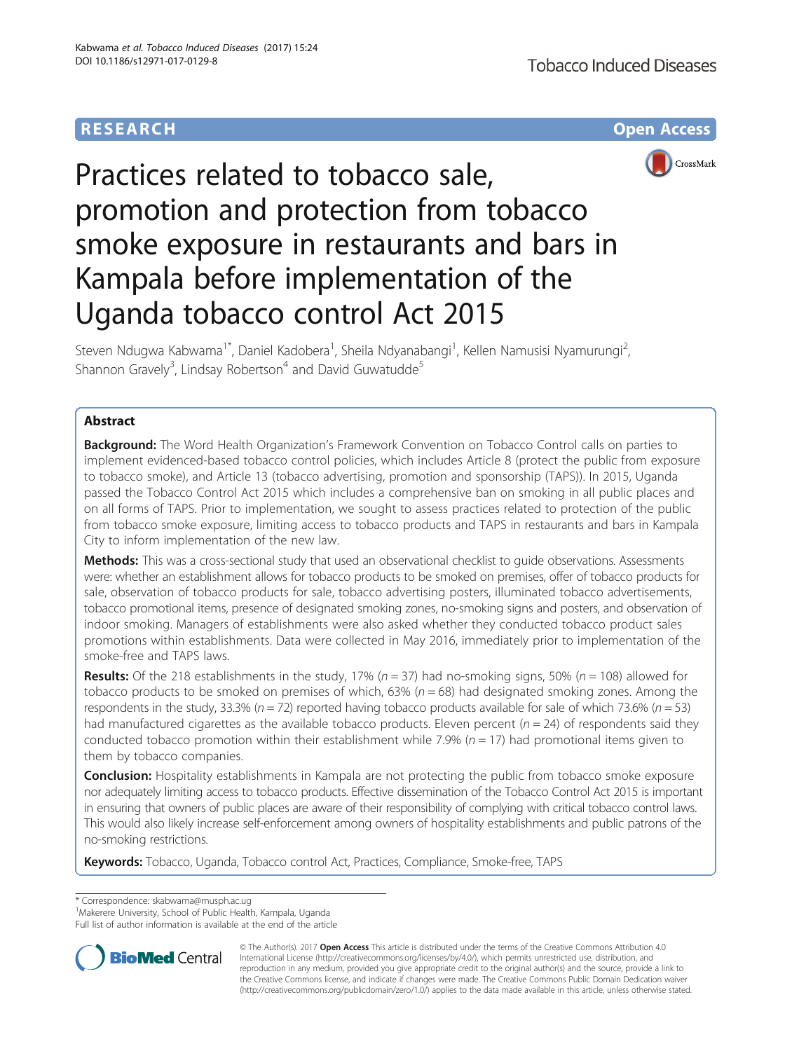RESEARCH

Open Access

# Practices related to tobacco sale, promotion and protection from tobacco smoke exposure in restaurants and bars in Kampala before implementation of the Uganda tobacco control Act 2015

Steven Ndugwa Kabwama[1*], Daniel Kadobera[1], Sheila Ndyanabangi[1], Kellen Namusisi Nyamurungi[2], Shannon Gravely[3], Lindsay Robertson[4] and David Guwatudde[5]

## Abstract

**Background:** The Word Health Organization's Framework Convention on Tobacco Control calls on parties to implement evidenced-based tobacco control policies, which includes Article 8 (protect the public from exposure to tobacco smoke), and Article 13 (tobacco advertising, promotion and sponsorship (TAPS)). In 2015, Uganda passed the Tobacco Control Act 2015 which includes a comprehensive ban on smoking in all public places and on all forms of TAPS. Prior to implementation, we sought to assess practices related to protection of the public from tobacco smoke exposure, limiting access to tobacco products and TAPS in restaurants and bars in Kampala City to inform implementation of the new law.

**Methods:** This was a cross-sectional study that used an observational checklist to guide observations. Assessments were: whether an establishment allows for tobacco products to be smoked on premises, offer of tobacco products for sale, observation of tobacco products for sale, tobacco advertising posters, illuminated tobacco advertisements, tobacco promotional items, presence of designated smoking zones, no-smoking signs and posters, and observation of indoor smoking. Managers of establishments were also asked whether they conducted tobacco product sales promotions within establishments. Data were collected in May 2016, immediately prior to implementation of the smoke-free and TAPS laws.

**Results:** Of the 218 establishments in the study, 17% ($n = 37$) had no-smoking signs, 50% ($n = 108$) allowed for tobacco products to be smoked on premises of which, 63% ($n = 68$) had designated smoking zones. Among the respondents in the study, 33.3% ($n = 72$) reported having tobacco products available for sale of which 73.6% ($n = 53$) had manufactured cigarettes as the available tobacco products. Eleven percent ($n = 24$) of respondents said they conducted tobacco promotion within their establishment while 7.9% ($n = 17$) had promotional items given to them by tobacco companies.

**Conclusion:** Hospitality establishments in Kampala are not protecting the public from tobacco smoke exposure nor adequately limiting access to tobacco products. Effective dissemination of the Tobacco Control Act 2015 is important in ensuring that owners of public places are aware of their responsibility of complying with critical tobacco control laws. This would also likely increase self-enforcement among owners of hospitality establishments and public patrons of the no-smoking restrictions.

**Keywords:** Tobacco, Uganda, Tobacco control Act, Practices, Compliance, Smoke-free, TAPS

\* Correspondence: skabwama@musph.ac.ug

[1]Makerere University, School of Public Health, Kampala, Uganda

Full list of author information is available at the end of the article

© The Author(s). 2017 **Open Access** This article is distributed under the terms of the Creative Commons Attribution 4.0 International License (http://creativecommons.org/licenses/by/4.0/), which permits unrestricted use, distribution, and reproduction in any medium, provided you give appropriate credit to the original author(s) and the source, provide a link to the Creative Commons license, and indicate if changes were made. The Creative Commons Public Domain Dedication waiver (http://creativecommons.org/publicdomain/zero/1.0/) applies to the data made available in this article, unless otherwise stated.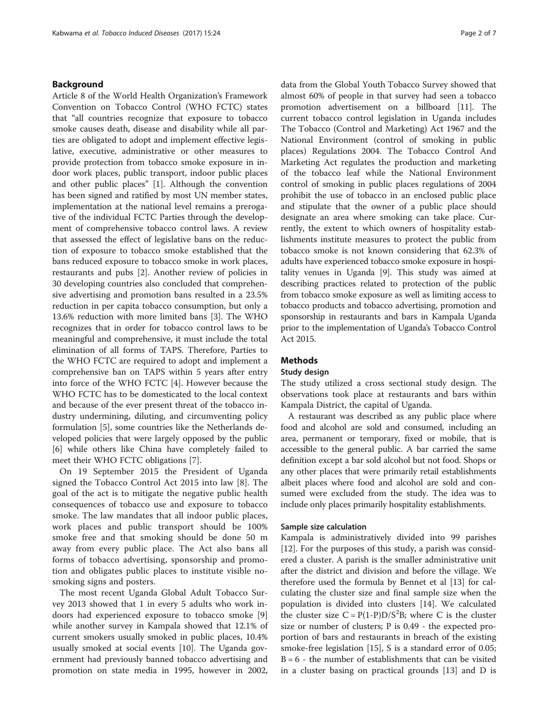## Background

Article 8 of the World Health Organization's Framework Convention on Tobacco Control (WHO FCTC) states that "all countries recognize that exposure to tobacco smoke causes death, disease and disability while all parties are obligated to adopt and implement effective legislative, executive, administrative or other measures to provide protection from tobacco smoke exposure in indoor work places, public transport, indoor public places and other public places" [1]. Although the convention has been signed and ratified by most UN member states, implementation at the national level remains a prerogative of the individual FCTC Parties through the development of comprehensive tobacco control laws. A review that assessed the effect of legislative bans on the reduction of exposure to tobacco smoke established that the bans reduced exposure to tobacco smoke in work places, restaurants and pubs [2]. Another review of policies in 30 developing countries also concluded that comprehensive advertising and promotion bans resulted in a 23.5% reduction in per capita tobacco consumption, but only a 13.6% reduction with more limited bans [3]. The WHO recognizes that in order for tobacco control laws to be meaningful and comprehensive, it must include the total elimination of all forms of TAPS. Therefore, Parties to the WHO FCTC are required to adopt and implement a comprehensive ban on TAPS within 5 years after entry into force of the WHO FCTC [4]. However because the WHO FCTC has to be domesticated to the local context and because of the ever present threat of the tobacco industry undermining, diluting, and circumventing policy formulation [5], some countries like the Netherlands developed policies that were largely opposed by the public [6] while others like China have completely failed to meet their WHO FCTC obligations [7].

On 19 September 2015 the President of Uganda signed the Tobacco Control Act 2015 into law [8]. The goal of the act is to mitigate the negative public health consequences of tobacco use and exposure to tobacco smoke. The law mandates that all indoor public places, work places and public transport should be 100% smoke free and that smoking should be done 50 m away from every public place. The Act also bans all forms of tobacco advertising, sponsorship and promotion and obligates public places to institute visible no-smoking signs and posters.

The most recent Uganda Global Adult Tobacco Survey 2013 showed that 1 in every 5 adults who work indoors had experienced exposure to tobacco smoke [9] while another survey in Kampala showed that 12.1% of current smokers usually smoked in public places, 10.4% usually smoked at social events [10]. The Uganda government had previously banned tobacco advertising and promotion on state media in 1995, however in 2002, data from the Global Youth Tobacco Survey showed that almost 60% of people in that survey had seen a tobacco promotion advertisement on a billboard [11]. The current tobacco control legislation in Uganda includes The Tobacco (Control and Marketing) Act 1967 and the National Environment (control of smoking in public places) Regulations 2004. The Tobacco Control And Marketing Act regulates the production and marketing of the tobacco leaf while the National Environment control of smoking in public places regulations of 2004 prohibit the use of tobacco in an enclosed public place and stipulate that the owner of a public place should designate an area where smoking can take place. Currently, the extent to which owners of hospitality establishments institute measures to protect the public from tobacco smoke is not known considering that 62.3% of adults have experienced tobacco smoke exposure in hospitality venues in Uganda [9]. This study was aimed at describing practices related to protection of the public from tobacco smoke exposure as well as limiting access to tobacco products and tobacco advertising, promotion and sponsorship in restaurants and bars in Kampala Uganda prior to the implementation of Uganda's Tobacco Control Act 2015.

## Methods

### Study design

The study utilized a cross sectional study design. The observations took place at restaurants and bars within Kampala District, the capital of Uganda.

A restaurant was described as any public place where food and alcohol are sold and consumed, including an area, permanent or temporary, fixed or mobile, that is accessible to the general public. A bar carried the same definition except a bar sold alcohol but not food. Shops or any other places that were primarily retail establishments albeit places where food and alcohol are sold and consumed were excluded from the study. The idea was to include only places primarily hospitality establishments.

### Sample size calculation

Kampala is administratively divided into 99 parishes [12]. For the purposes of this study, a parish was considered a cluster. A parish is the smaller administrative unit after the district and division and before the village. We therefore used the formula by Bennet et al [13] for calculating the cluster size and final sample size when the population is divided into clusters [14]. We calculated the cluster size $C = P(1-P)D/S^2B$; where C is the cluster size or number of clusters; P is 0.49 - the expected proportion of bars and restaurants in breach of the existing smoke-free legislation [15], S is a standard error of 0.05; B = 6 - the number of establishments that can be visited in a cluster basing on practical grounds [13] and D is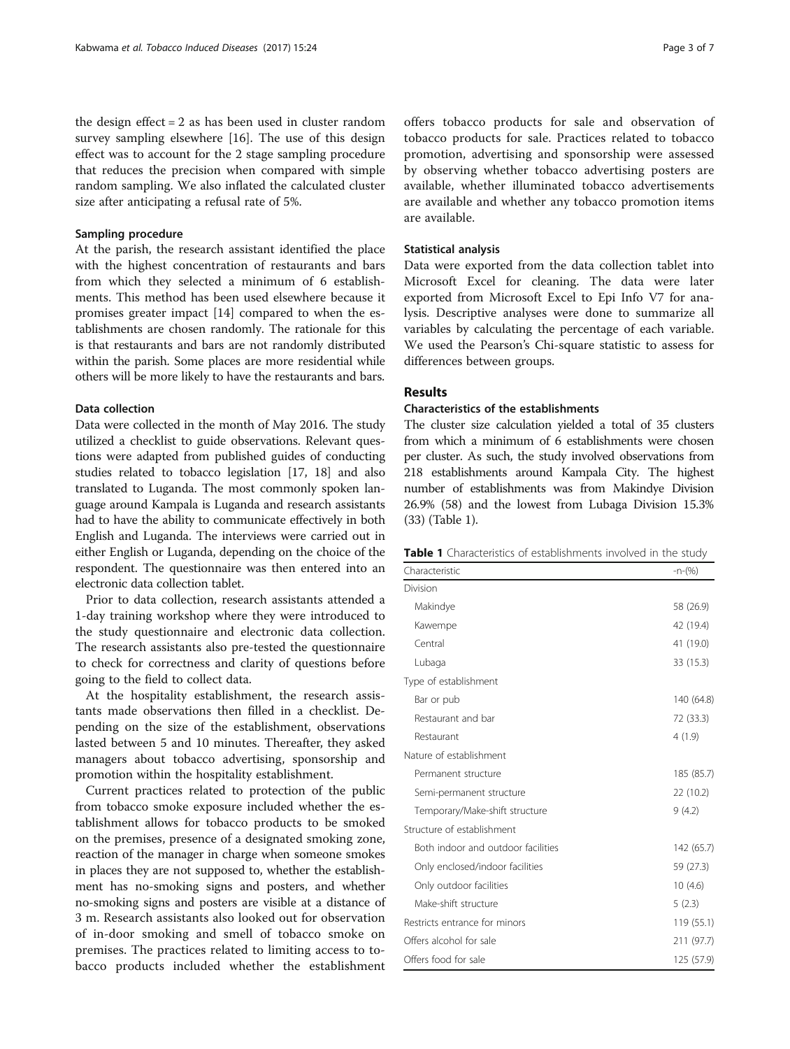the design effect = 2 as has been used in cluster random survey sampling elsewhere [16]. The use of this design effect was to account for the 2 stage sampling procedure that reduces the precision when compared with simple random sampling. We also inflated the calculated cluster size after anticipating a refusal rate of 5%.

### Sampling procedure

At the parish, the research assistant identified the place with the highest concentration of restaurants and bars from which they selected a minimum of 6 establishments. This method has been used elsewhere because it promises greater impact [14] compared to when the establishments are chosen randomly. The rationale for this is that restaurants and bars are not randomly distributed within the parish. Some places are more residential while others will be more likely to have the restaurants and bars.

### Data collection

Data were collected in the month of May 2016. The study utilized a checklist to guide observations. Relevant questions were adapted from published guides of conducting studies related to tobacco legislation [17, 18] and also translated to Luganda. The most commonly spoken language around Kampala is Luganda and research assistants had to have the ability to communicate effectively in both English and Luganda. The interviews were carried out in either English or Luganda, depending on the choice of the respondent. The questionnaire was then entered into an electronic data collection tablet.

Prior to data collection, research assistants attended a 1-day training workshop where they were introduced to the study questionnaire and electronic data collection. The research assistants also pre-tested the questionnaire to check for correctness and clarity of questions before going to the field to collect data.

At the hospitality establishment, the research assistants made observations then filled in a checklist. Depending on the size of the establishment, observations lasted between 5 and 10 minutes. Thereafter, they asked managers about tobacco advertising, sponsorship and promotion within the hospitality establishment.

Current practices related to protection of the public from tobacco smoke exposure included whether the establishment allows for tobacco products to be smoked on the premises, presence of a designated smoking zone, reaction of the manager in charge when someone smokes in places they are not supposed to, whether the establishment has no-smoking signs and posters, and whether no-smoking signs and posters are visible at a distance of 3 m. Research assistants also looked out for observation of in-door smoking and smell of tobacco smoke on premises. The practices related to limiting access to tobacco products included whether the establishment offers tobacco products for sale and observation of tobacco products for sale. Practices related to tobacco promotion, advertising and sponsorship were assessed by observing whether tobacco advertising posters are available, whether illuminated tobacco advertisements are available and whether any tobacco promotion items are available.

### Statistical analysis

Data were exported from the data collection tablet into Microsoft Excel for cleaning. The data were later exported from Microsoft Excel to Epi Info V7 for analysis. Descriptive analyses were done to summarize all variables by calculating the percentage of each variable. We used the Pearson's Chi-square statistic to assess for differences between groups.

## Results

### Characteristics of the establishments

The cluster size calculation yielded a total of 35 clusters from which a minimum of 6 establishments were chosen per cluster. As such, the study involved observations from 218 establishments around Kampala City. The highest number of establishments was from Makindye Division 26.9% (58) and the lowest from Lubaga Division 15.3% (33) (Table 1).

**Table 1** Characteristics of establishments involved in the study

| Characteristic | -n-(%) |
| --- | --- |
| Division | |
| Makindye | 58 (26.9) |
| Kawempe | 42 (19.4) |
| Central | 41 (19.0) |
| Lubaga | 33 (15.3) |
| Type of establishment | |
| Bar or pub | 140 (64.8) |
| Restaurant and bar | 72 (33.3) |
| Restaurant | 4 (1.9) |
| Nature of establishment | |
| Permanent structure | 185 (85.7) |
| Semi-permanent structure | 22 (10.2) |
| Temporary/Make-shift structure | 9 (4.2) |
| Structure of establishment | |
| Both indoor and outdoor facilities | 142 (65.7) |
| Only enclosed/indoor facilities | 59 (27.3) |
| Only outdoor facilities | 10 (4.6) |
| Make-shift structure | 5 (2.3) |
| Restricts entrance for minors | 119 (55.1) |
| Offers alcohol for sale | 211 (97.7) |
| Offers food for sale | 125 (57.9) |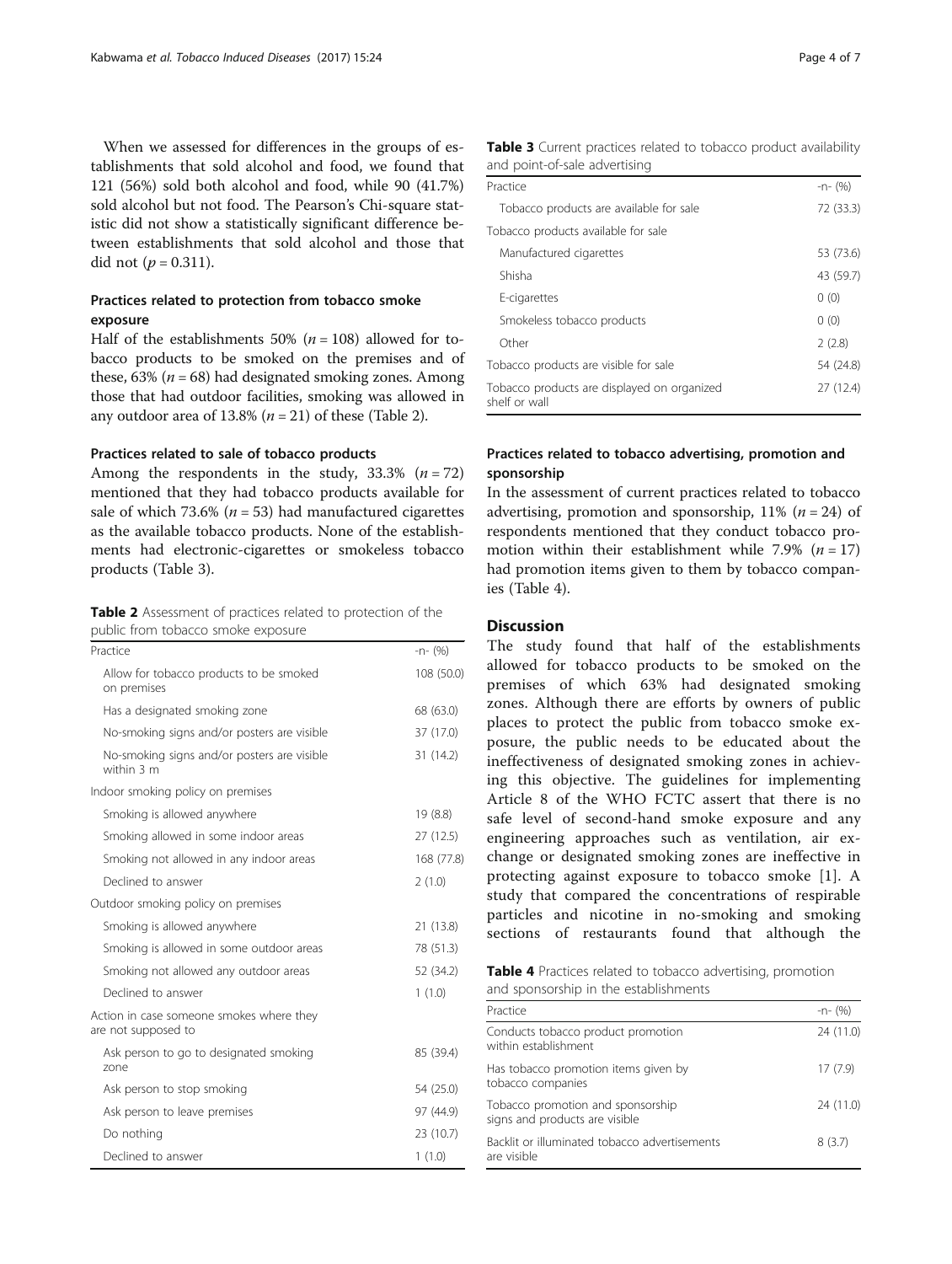When we assessed for differences in the groups of establishments that sold alcohol and food, we found that 121 (56%) sold both alcohol and food, while 90 (41.7%) sold alcohol but not food. The Pearson's Chi-square statistic did not show a statistically significant difference between establishments that sold alcohol and those that did not ($p = 0.311$).

### Practices related to protection from tobacco smoke exposure

Half of the establishments 50% ($n = 108$) allowed for tobacco products to be smoked on the premises and of these, 63% ($n = 68$) had designated smoking zones. Among those that had outdoor facilities, smoking was allowed in any outdoor area of 13.8% ($n = 21$) of these (Table 2).

### Practices related to sale of tobacco products

Among the respondents in the study, 33.3% ($n = 72$) mentioned that they had tobacco products available for sale of which 73.6% ($n = 53$) had manufactured cigarettes as the available tobacco products. None of the establishments had electronic-cigarettes or smokeless tobacco products (Table 3).

**Table 2** Assessment of practices related to protection of the public from tobacco smoke exposure

| Practice | -n- (%) |
|---|---|
| Allow for tobacco products to be smoked on premises | 108 (50.0) |
| Has a designated smoking zone | 68 (63.0) |
| No-smoking signs and/or posters are visible | 37 (17.0) |
| No-smoking signs and/or posters are visible within 3 m | 31 (14.2) |
| Indoor smoking policy on premises | |
| Smoking is allowed anywhere | 19 (8.8) |
| Smoking allowed in some indoor areas | 27 (12.5) |
| Smoking not allowed in any indoor areas | 168 (77.8) |
| Declined to answer | 2 (1.0) |
| Outdoor smoking policy on premises | |
| Smoking is allowed anywhere | 21 (13.8) |
| Smoking is allowed in some outdoor areas | 78 (51.3) |
| Smoking not allowed any outdoor areas | 52 (34.2) |
| Declined to answer | 1 (1.0) |
| Action in case someone smokes where they are not supposed to | |
| Ask person to go to designated smoking zone | 85 (39.4) |
| Ask person to stop smoking | 54 (25.0) |
| Ask person to leave premises | 97 (44.9) |
| Do nothing | 23 (10.7) |
| Declined to answer | 1 (1.0) |

**Table 3** Current practices related to tobacco product availability and point-of-sale advertising

| Practice | -n- (%) |
|---|---|
| Tobacco products are available for sale | 72 (33.3) |
| Tobacco products available for sale | |
| Manufactured cigarettes | 53 (73.6) |
| Shisha | 43 (59.7) |
| E-cigarettes | 0 (0) |
| Smokeless tobacco products | 0 (0) |
| Other | 2 (2.8) |
| Tobacco products are visible for sale | 54 (24.8) |
| Tobacco products are displayed on organized shelf or wall | 27 (12.4) |

### Practices related to tobacco advertising, promotion and sponsorship

In the assessment of current practices related to tobacco advertising, promotion and sponsorship, 11% ($n = 24$) of respondents mentioned that they conduct tobacco promotion within their establishment while 7.9% ($n = 17$) had promotion items given to them by tobacco companies (Table 4).

## Discussion

The study found that half of the establishments allowed for tobacco products to be smoked on the premises of which 63% had designated smoking zones. Although there are efforts by owners of public places to protect the public from tobacco smoke exposure, the public needs to be educated about the ineffectiveness of designated smoking zones in achieving this objective. The guidelines for implementing Article 8 of the WHO FCTC assert that there is no safe level of second-hand smoke exposure and any engineering approaches such as ventilation, air exchange or designated smoking zones are ineffective in protecting against exposure to tobacco smoke [1]. A study that compared the concentrations of respirable particles and nicotine in no-smoking and smoking sections of restaurants found that although the

**Table 4** Practices related to tobacco advertising, promotion and sponsorship in the establishments

| Practice | -n- (%) |
|---|---|
| Conducts tobacco product promotion within establishment | 24 (11.0) |
| Has tobacco promotion items given by tobacco companies | 17 (7.9) |
| Tobacco promotion and sponsorship signs and products are visible | 24 (11.0) |
| Backlit or illuminated tobacco advertisements are visible | 8 (3.7) |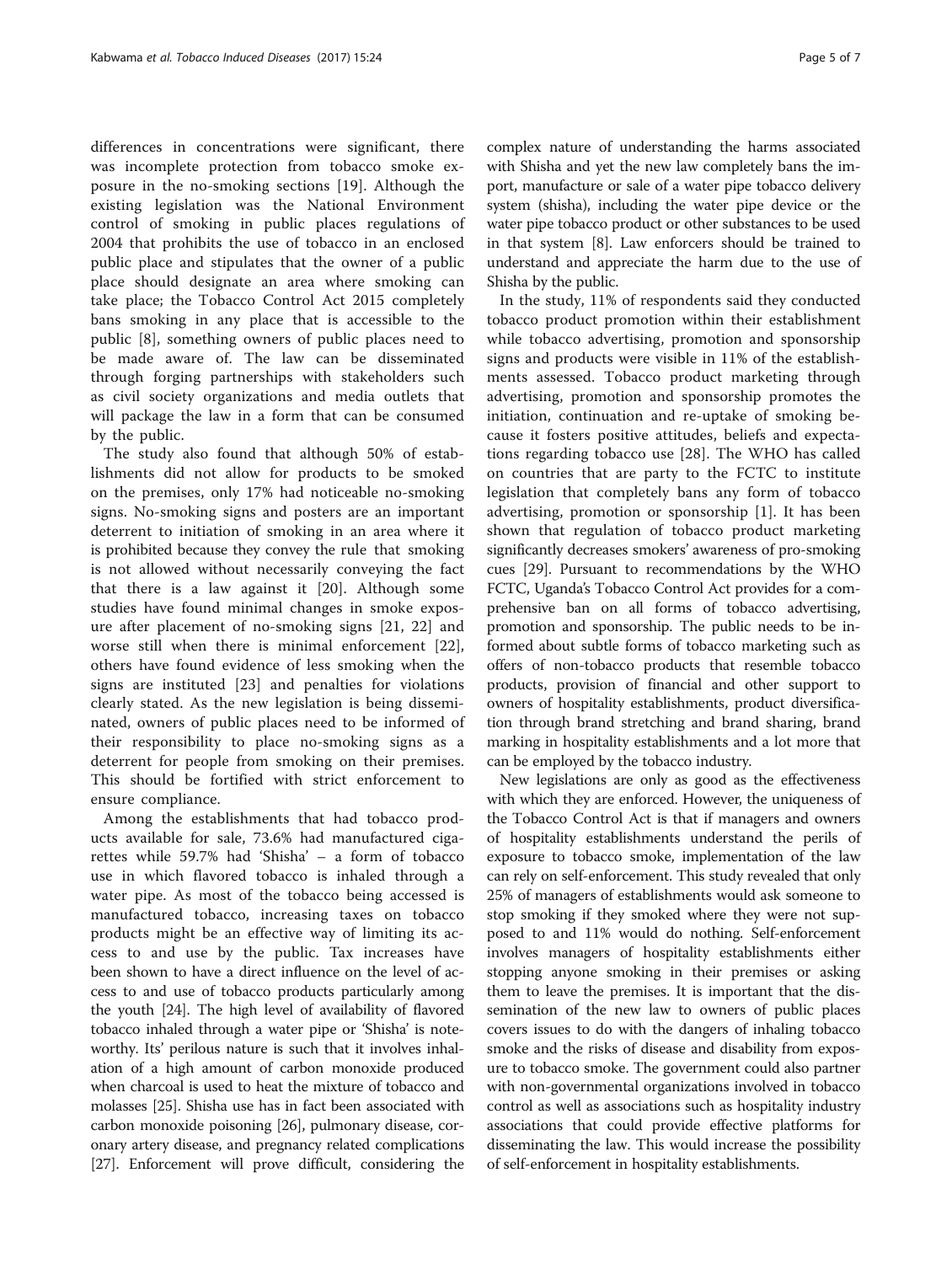differences in concentrations were significant, there was incomplete protection from tobacco smoke exposure in the no-smoking sections [19]. Although the existing legislation was the National Environment control of smoking in public places regulations of 2004 that prohibits the use of tobacco in an enclosed public place and stipulates that the owner of a public place should designate an area where smoking can take place; the Tobacco Control Act 2015 completely bans smoking in any place that is accessible to the public [8], something owners of public places need to be made aware of. The law can be disseminated through forging partnerships with stakeholders such as civil society organizations and media outlets that will package the law in a form that can be consumed by the public.

The study also found that although 50% of establishments did not allow for products to be smoked on the premises, only 17% had noticeable no-smoking signs. No-smoking signs and posters are an important deterrent to initiation of smoking in an area where it is prohibited because they convey the rule that smoking is not allowed without necessarily conveying the fact that there is a law against it [20]. Although some studies have found minimal changes in smoke exposure after placement of no-smoking signs [21, 22] and worse still when there is minimal enforcement [22], others have found evidence of less smoking when the signs are instituted [23] and penalties for violations clearly stated. As the new legislation is being disseminated, owners of public places need to be informed of their responsibility to place no-smoking signs as a deterrent for people from smoking on their premises. This should be fortified with strict enforcement to ensure compliance.

Among the establishments that had tobacco products available for sale, 73.6% had manufactured cigarettes while 59.7% had 'Shisha' – a form of tobacco use in which flavored tobacco is inhaled through a water pipe. As most of the tobacco being accessed is manufactured tobacco, increasing taxes on tobacco products might be an effective way of limiting its access to and use by the public. Tax increases have been shown to have a direct influence on the level of access to and use of tobacco products particularly among the youth [24]. The high level of availability of flavored tobacco inhaled through a water pipe or 'Shisha' is noteworthy. Its' perilous nature is such that it involves inhalation of a high amount of carbon monoxide produced when charcoal is used to heat the mixture of tobacco and molasses [25]. Shisha use has in fact been associated with carbon monoxide poisoning [26], pulmonary disease, coronary artery disease, and pregnancy related complications [27]. Enforcement will prove difficult, considering the complex nature of understanding the harms associated with Shisha and yet the new law completely bans the import, manufacture or sale of a water pipe tobacco delivery system (shisha), including the water pipe device or the water pipe tobacco product or other substances to be used in that system [8]. Law enforcers should be trained to understand and appreciate the harm due to the use of Shisha by the public.

In the study, 11% of respondents said they conducted tobacco product promotion within their establishment while tobacco advertising, promotion and sponsorship signs and products were visible in 11% of the establishments assessed. Tobacco product marketing through advertising, promotion and sponsorship promotes the initiation, continuation and re-uptake of smoking because it fosters positive attitudes, beliefs and expectations regarding tobacco use [28]. The WHO has called on countries that are party to the FCTC to institute legislation that completely bans any form of tobacco advertising, promotion or sponsorship [1]. It has been shown that regulation of tobacco product marketing significantly decreases smokers' awareness of pro-smoking cues [29]. Pursuant to recommendations by the WHO FCTC, Uganda's Tobacco Control Act provides for a comprehensive ban on all forms of tobacco advertising, promotion and sponsorship. The public needs to be informed about subtle forms of tobacco marketing such as offers of non-tobacco products that resemble tobacco products, provision of financial and other support to owners of hospitality establishments, product diversification through brand stretching and brand sharing, brand marking in hospitality establishments and a lot more that can be employed by the tobacco industry.

New legislations are only as good as the effectiveness with which they are enforced. However, the uniqueness of the Tobacco Control Act is that if managers and owners of hospitality establishments understand the perils of exposure to tobacco smoke, implementation of the law can rely on self-enforcement. This study revealed that only 25% of managers of establishments would ask someone to stop smoking if they smoked where they were not supposed to and 11% would do nothing. Self-enforcement involves managers of hospitality establishments either stopping anyone smoking in their premises or asking them to leave the premises. It is important that the dissemination of the new law to owners of public places covers issues to do with the dangers of inhaling tobacco smoke and the risks of disease and disability from exposure to tobacco smoke. The government could also partner with non-governmental organizations involved in tobacco control as well as associations such as hospitality industry associations that could provide effective platforms for disseminating the law. This would increase the possibility of self-enforcement in hospitality establishments.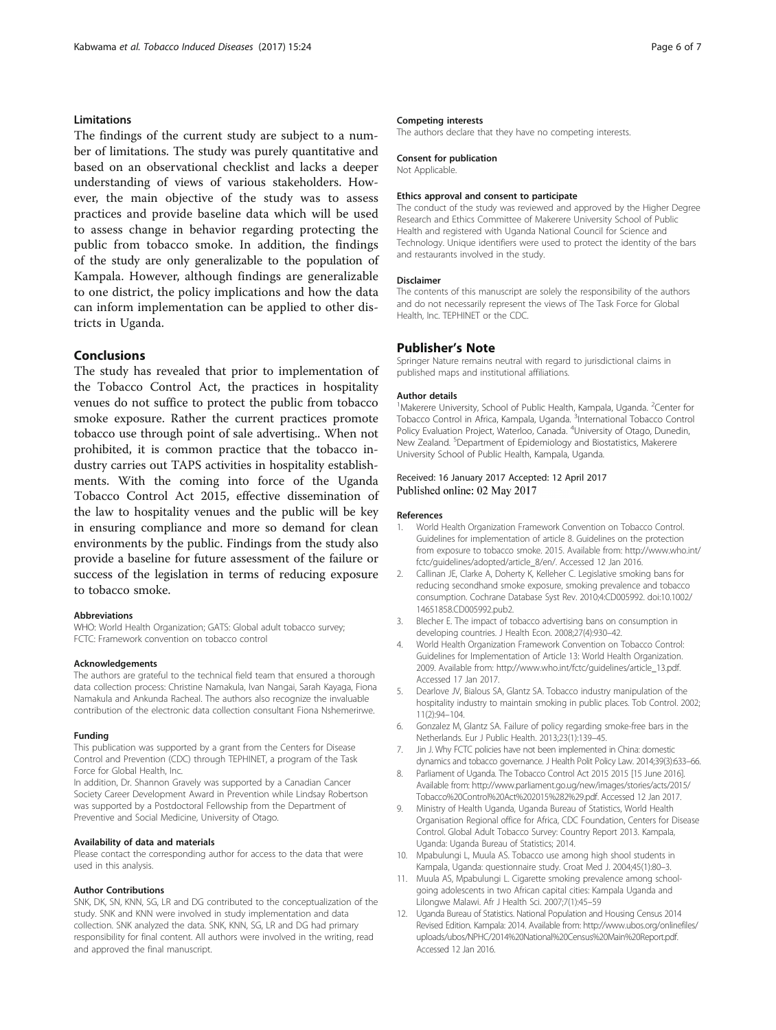## Limitations

The findings of the current study are subject to a number of limitations. The study was purely quantitative and based on an observational checklist and lacks a deeper understanding of views of various stakeholders. However, the main objective of the study was to assess practices and provide baseline data which will be used to assess change in behavior regarding protecting the public from tobacco smoke. In addition, the findings of the study are only generalizable to the population of Kampala. However, although findings are generalizable to one district, the policy implications and how the data can inform implementation can be applied to other districts in Uganda.

## Conclusions

The study has revealed that prior to implementation of the Tobacco Control Act, the practices in hospitality venues do not suffice to protect the public from tobacco smoke exposure. Rather the current practices promote tobacco use through point of sale advertising.. When not prohibited, it is common practice that the tobacco industry carries out TAPS activities in hospitality establishments. With the coming into force of the Uganda Tobacco Control Act 2015, effective dissemination of the law to hospitality venues and the public will be key in ensuring compliance and more so demand for clean environments by the public. Findings from the study also provide a baseline for future assessment of the failure or success of the legislation in terms of reducing exposure to tobacco smoke.

#### Abbreviations

WHO: World Health Organization; GATS: Global adult tobacco survey; FCTC: Framework convention on tobacco control

#### Acknowledgements

The authors are grateful to the technical field team that ensured a thorough data collection process: Christine Namakula, Ivan Nangai, Sarah Kayaga, Fiona Namakula and Ankunda Racheal. The authors also recognize the invaluable contribution of the electronic data collection consultant Fiona Nshemerirwe.

#### Funding

This publication was supported by a grant from the Centers for Disease Control and Prevention (CDC) through TEPHINET, a program of the Task Force for Global Health, Inc.

In addition, Dr. Shannon Gravely was supported by a Canadian Cancer Society Career Development Award in Prevention while Lindsay Robertson was supported by a Postdoctoral Fellowship from the Department of Preventive and Social Medicine, University of Otago.

#### Availability of data and materials

Please contact the corresponding author for access to the data that were used in this analysis.

#### Author Contributions

SNK, DK, SN, KNN, SG, LR and DG contributed to the conceptualization of the study. SNK and KNN were involved in study implementation and data collection. SNK analyzed the data. SNK, KNN, SG, LR and DG had primary responsibility for final content. All authors were involved in the writing, read and approved the final manuscript.

#### Competing interests

The authors declare that they have no competing interests.

#### Consent for publication

Not Applicable.

#### Ethics approval and consent to participate

The conduct of the study was reviewed and approved by the Higher Degree Research and Ethics Committee of Makerere University School of Public Health and registered with Uganda National Council for Science and Technology. Unique identifiers were used to protect the identity of the bars and restaurants involved in the study.

#### Disclaimer

The contents of this manuscript are solely the responsibility of the authors and do not necessarily represent the views of The Task Force for Global Health, Inc. TEPHINET or the CDC.

## Publisher's Note

Springer Nature remains neutral with regard to jurisdictional claims in published maps and institutional affiliations.

#### Author details

[1]Makerere University, School of Public Health, Kampala, Uganda. [2]Center for Tobacco Control in Africa, Kampala, Uganda. [3]International Tobacco Control Policy Evaluation Project, Waterloo, Canada. [4]University of Otago, Dunedin, New Zealand. [5]Department of Epidemiology and Biostatistics, Makerere University School of Public Health, Kampala, Uganda.

Received: 16 January 2017 Accepted: 12 April 2017
Published online: 02 May 2017

#### References

1. World Health Organization Framework Convention on Tobacco Control. Guidelines for implementation of article 8. Guidelines on the protection from exposure to tobacco smoke. 2015. Available from: http://www.who.int/fctc/guidelines/adopted/article_8/en/. Accessed 12 Jan 2016.
2. Callinan JE, Clarke A, Doherty K, Kelleher C. Legislative smoking bans for reducing secondhand smoke exposure, smoking prevalence and tobacco consumption. Cochrane Database Syst Rev. 2010;4:CD005992. doi:10.1002/14651858.CD005992.pub2.
3. Blecher E. The impact of tobacco advertising bans on consumption in developing countries. J Health Econ. 2008;27(4):930–42.
4. World Health Organization Framework Convention on Tobacco Control: Guidelines for Implementation of Article 13: World Health Organization. 2009. Available from: http://www.who.int/fctc/guidelines/article_13.pdf. Accessed 17 Jan 2017.
5. Dearlove JV, Bialous SA, Glantz SA. Tobacco industry manipulation of the hospitality industry to maintain smoking in public places. Tob Control. 2002;11(2):94–104.
6. Gonzalez M, Glantz SA. Failure of policy regarding smoke-free bars in the Netherlands. Eur J Public Health. 2013;23(1):139–45.
7. Jin J. Why FCTC policies have not been implemented in China: domestic dynamics and tobacco governance. J Health Polit Policy Law. 2014;39(3):633–66.
8. Parliament of Uganda. The Tobacco Control Act 2015 2015 [15 June 2016]. Available from: http://www.parliament.go.ug/new/images/stories/acts/2015/Tobacco%20Control%20Act%202015%282%29.pdf. Accessed 12 Jan 2017.
9. Ministry of Health Uganda, Uganda Bureau of Statistics, World Health Organisation Regional office for Africa, CDC Foundation, Centers for Disease Control. Global Adult Tobacco Survey: Country Report 2013. Kampala, Uganda: Uganda Bureau of Statistics; 2014.
10. Mpabulungi L, Muula AS. Tobacco use among high shool students in Kampala, Uganda: questionnaire study. Croat Med J. 2004;45(1):80–3.
11. Muula AS, Mpabulungi L. Cigarette smoking prevalence among school-going adolescents in two African capital cities: Kampala Uganda and Lilongwe Malawi. Afr J Health Sci. 2007;7(1):45–59
12. Uganda Bureau of Statistics. National Population and Housing Census 2014 Revised Edition. Kampala: 2014. Available from: http://www.ubos.org/onlinefiles/uploads/ubos/NPHC/2014%20National%20Census%20Main%20Report.pdf. Accessed 12 Jan 2016.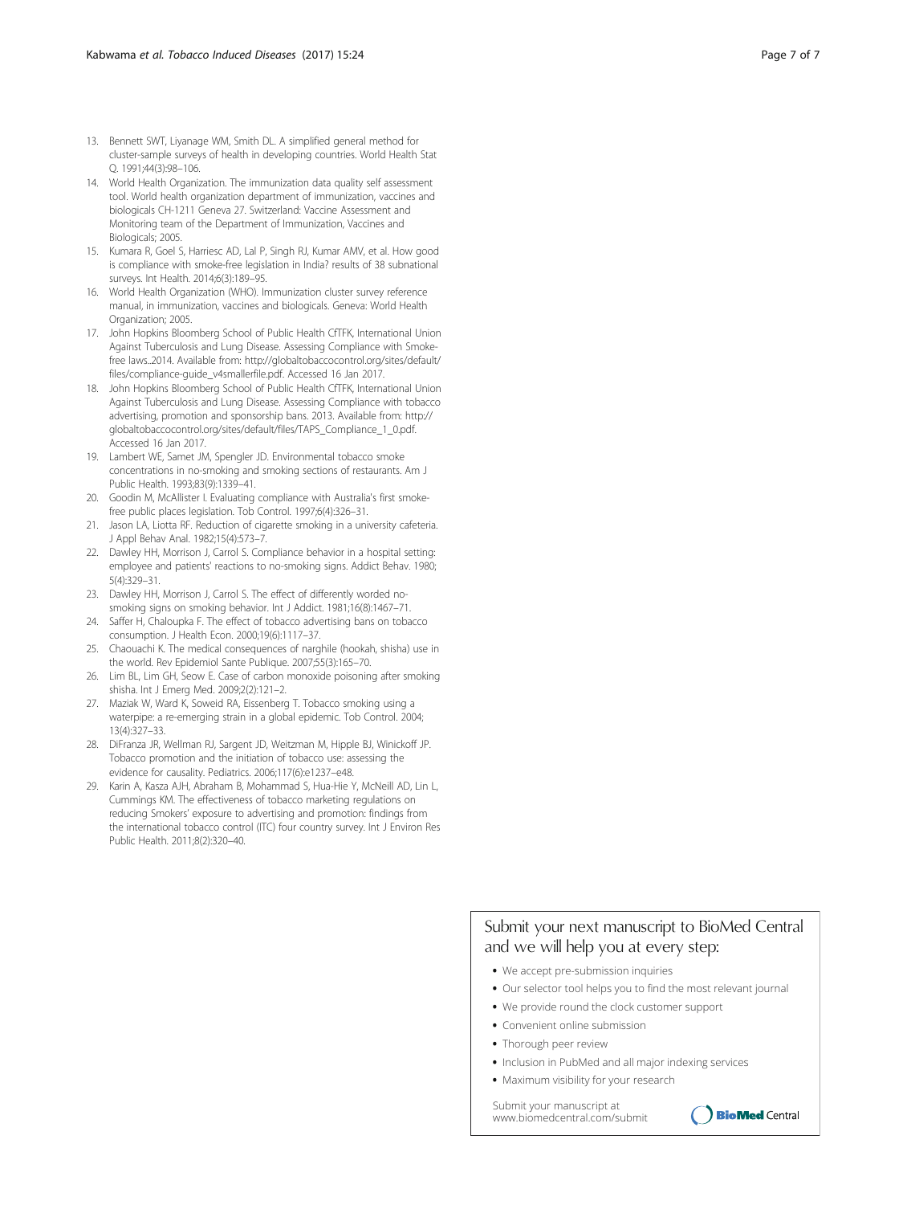13. Bennett SWT, Liyanage WM, Smith DL. A simplified general method for cluster-sample surveys of health in developing countries. World Health Stat Q. 1991;44(3):98–106.
14. World Health Organization. The immunization data quality self assessment tool. World health organization department of immunization, vaccines and biologicals CH-1211 Geneva 27. Switzerland: Vaccine Assessment and Monitoring team of the Department of Immunization, Vaccines and Biologicals; 2005.
15. Kumara R, Goel S, Harriesc AD, Lal P, Singh RJ, Kumar AMV, et al. How good is compliance with smoke-free legislation in India? results of 38 subnational surveys. Int Health. 2014;6(3):189–95.
16. World Health Organization (WHO). Immunization cluster survey reference manual, in immunization, vaccines and biologicals. Geneva: World Health Organization; 2005.
17. John Hopkins Bloomberg School of Public Health CfTFK, International Union Against Tuberculosis and Lung Disease. Assessing Compliance with Smoke-free laws..2014. Available from: http://globaltobaccocontrol.org/sites/default/files/compliance-guide_v4smallerfile.pdf. Accessed 16 Jan 2017.
18. John Hopkins Bloomberg School of Public Health CfTFK, International Union Against Tuberculosis and Lung Disease. Assessing Compliance with tobacco advertising, promotion and sponsorship bans. 2013. Available from: http://globaltobaccocontrol.org/sites/default/files/TAPS_Compliance_1_0.pdf. Accessed 16 Jan 2017.
19. Lambert WE, Samet JM, Spengler JD. Environmental tobacco smoke concentrations in no-smoking and smoking sections of restaurants. Am J Public Health. 1993;83(9):1339–41.
20. Goodin M, McAllister I. Evaluating compliance with Australia's first smoke-free public places legislation. Tob Control. 1997;6(4):326–31.
21. Jason LA, Liotta RF. Reduction of cigarette smoking in a university cafeteria. J Appl Behav Anal. 1982;15(4):573–7.
22. Dawley HH, Morrison J, Carrol S. Compliance behavior in a hospital setting: employee and patients' reactions to no-smoking signs. Addict Behav. 1980; 5(4):329–31.
23. Dawley HH, Morrison J, Carrol S. The effect of differently worded no-smoking signs on smoking behavior. Int J Addict. 1981;16(8):1467–71.
24. Saffer H, Chaloupka F. The effect of tobacco advertising bans on tobacco consumption. J Health Econ. 2000;19(6):1117–37.
25. Chaouachi K. The medical consequences of narghile (hookah, shisha) use in the world. Rev Epidemiol Sante Publique. 2007;55(3):165–70.
26. Lim BL, Lim GH, Seow E. Case of carbon monoxide poisoning after smoking shisha. Int J Emerg Med. 2009;2(2):121–2.
27. Maziak W, Ward K, Soweid RA, Eissenberg T. Tobacco smoking using a waterpipe: a re-emerging strain in a global epidemic. Tob Control. 2004; 13(4):327–33.
28. DiFranza JR, Wellman RJ, Sargent JD, Weitzman M, Hipple BJ, Winickoff JP. Tobacco promotion and the initiation of tobacco use: assessing the evidence for causality. Pediatrics. 2006;117(6):e1237–e48.
29. Karin A, Kasza AJH, Abraham B, Mohammad S, Hua-Hie Y, McNeill AD, Lin L, Cummings KM. The effectiveness of tobacco marketing regulations on reducing Smokers' exposure to advertising and promotion: findings from the international tobacco control (ITC) four country survey. Int J Environ Res Public Health. 2011;8(2):320–40.

Submit your next manuscript to BioMed Central and we will help you at every step:

- We accept pre-submission inquiries
- Our selector tool helps you to find the most relevant journal
- We provide round the clock customer support
- Convenient online submission
- Thorough peer review
- Inclusion in PubMed and all major indexing services
- Maximum visibility for your research

Submit your manuscript at
www.biomedcentral.com/submit

BioMed Central